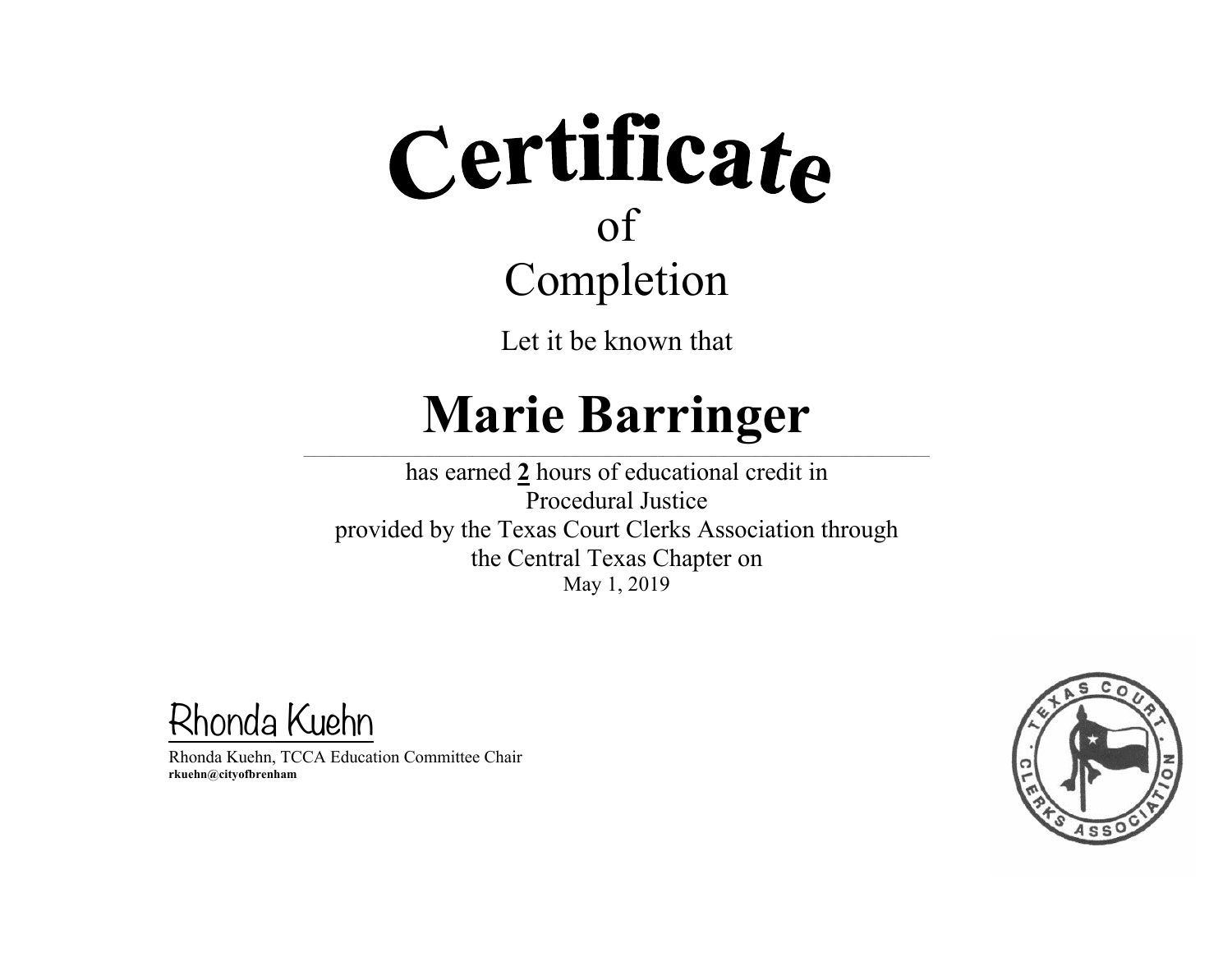# Certificate
## of
## Completion

Let it be known that

# Marie Barringer

has earned **2** hours of educational credit in
Procedural Justice
provided by the Texas Court Clerks Association through
the Central Texas Chapter on
May 1, 2019

Rhonda Kuehn

Rhonda Kuehn, TCCA Education Committee Chair
**rkuehn@cityofbrenham**

TEXAS COURT CLERKS ASSOCIATION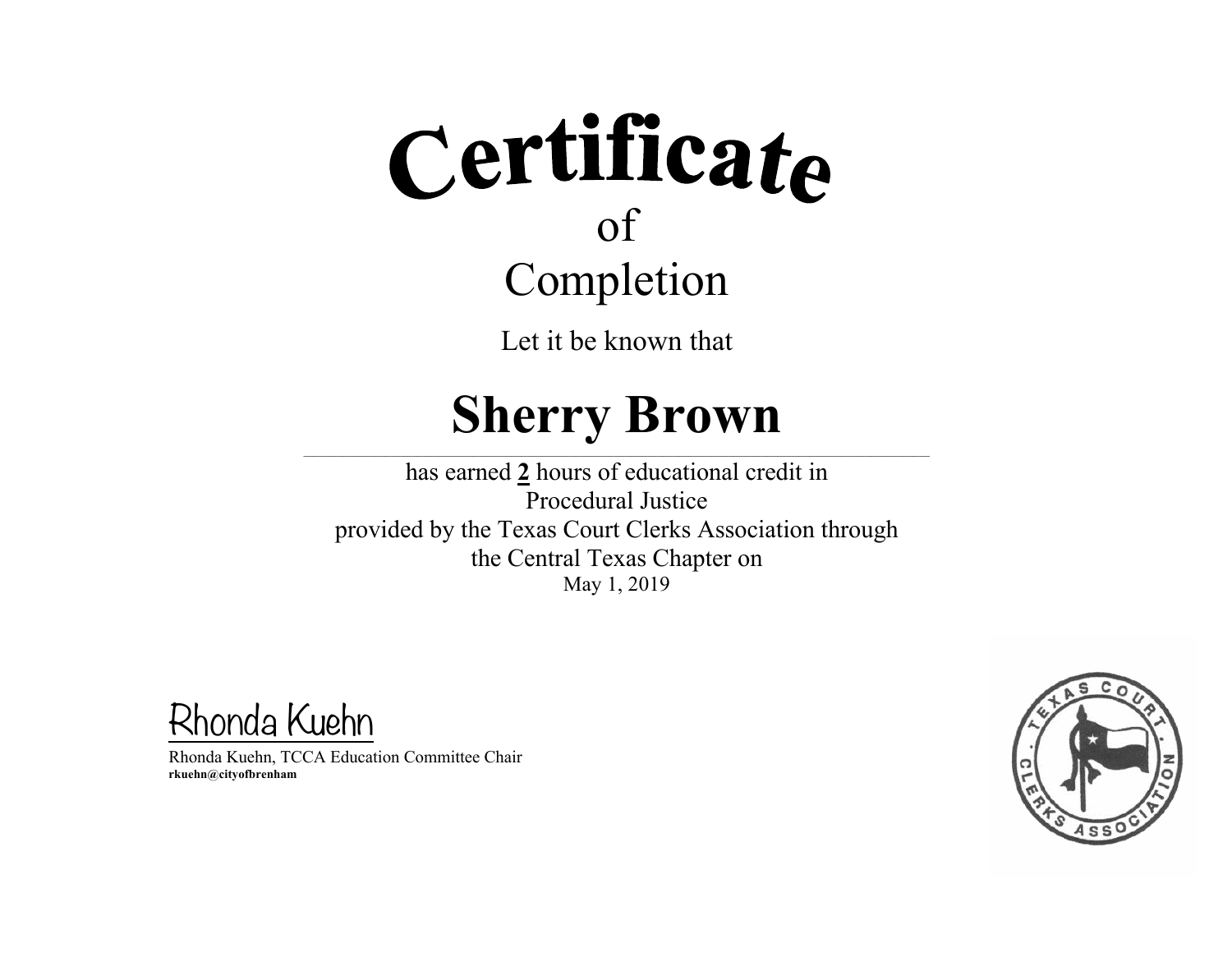# Certificate

of

Completion

Let it be known that

# Sherry Brown

has earned **2** hours of educational credit in

Procedural Justice

provided by the Texas Court Clerks Association through

the Central Texas Chapter on

May 1, 2019

Rhonda Kuehn

Rhonda Kuehn, TCCA Education Committee Chair

**rkuehn@cityofbrenham**

TEXAS COURT · CLERKS ASSOCIATION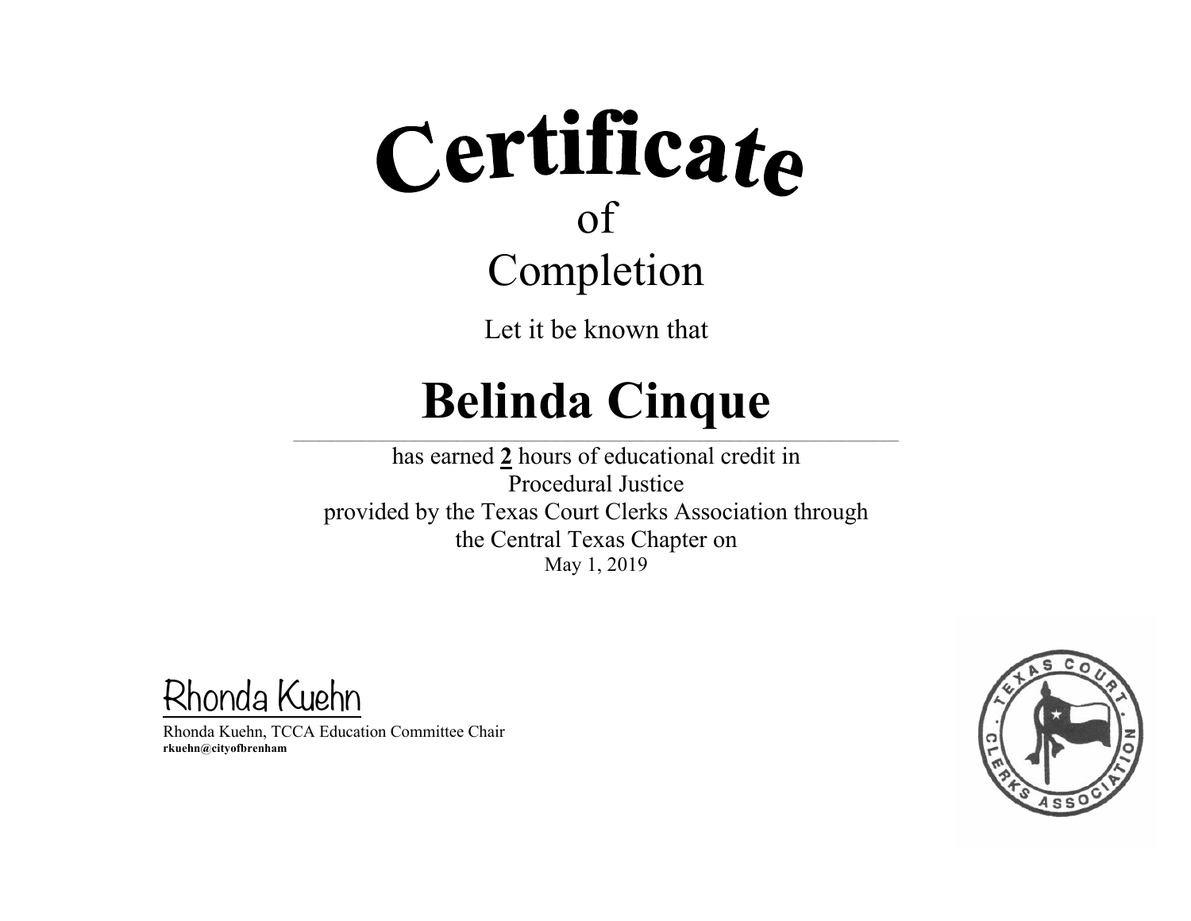# Certificate

of

## Completion

Let it be known that

# Belinda Cinque

has earned **2** hours of educational credit in
Procedural Justice
provided by the Texas Court Clerks Association through
the Central Texas Chapter on
May 1, 2019

Rhonda Kuehn

Rhonda Kuehn, TCCA Education Committee Chair
**rkuehn@cityofbrenham**

TEXAS COURT CLERKS ASSOCIATION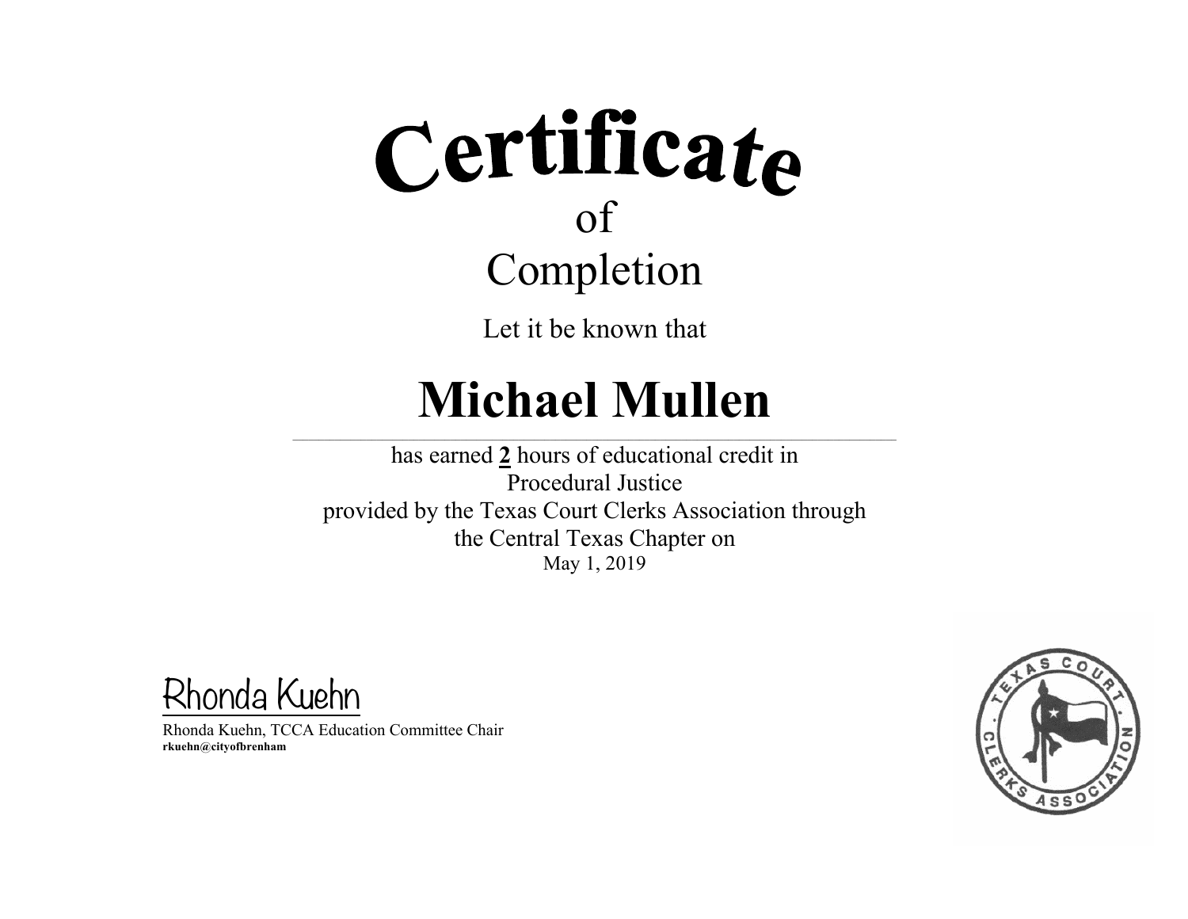# Certificate

## of

## Completion

Let it be known that

# Michael Mullen

has earned **2** hours of educational credit in
Procedural Justice
provided by the Texas Court Clerks Association through
the Central Texas Chapter on
May 1, 2019

Rhonda Kuehn

Rhonda Kuehn, TCCA Education Committee Chair
**rkuehn@cityofbrenham**

TEXAS COURT CLERKS ASSOCIATION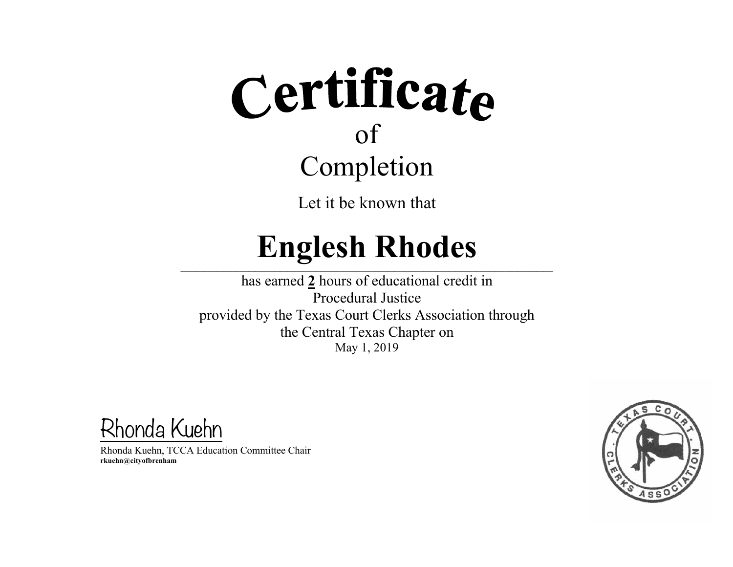# Certificate

of

Completion

Let it be known that

## Englesh Rhodes

has earned **2** hours of educational credit in
Procedural Justice
provided by the Texas Court Clerks Association through
the Central Texas Chapter on
May 1, 2019

Rhonda Kuehn

Rhonda Kuehn, TCCA Education Committee Chair
**rkuehn@cityofbrenham**

TEXAS COURT · CLERKS ASSOCIATION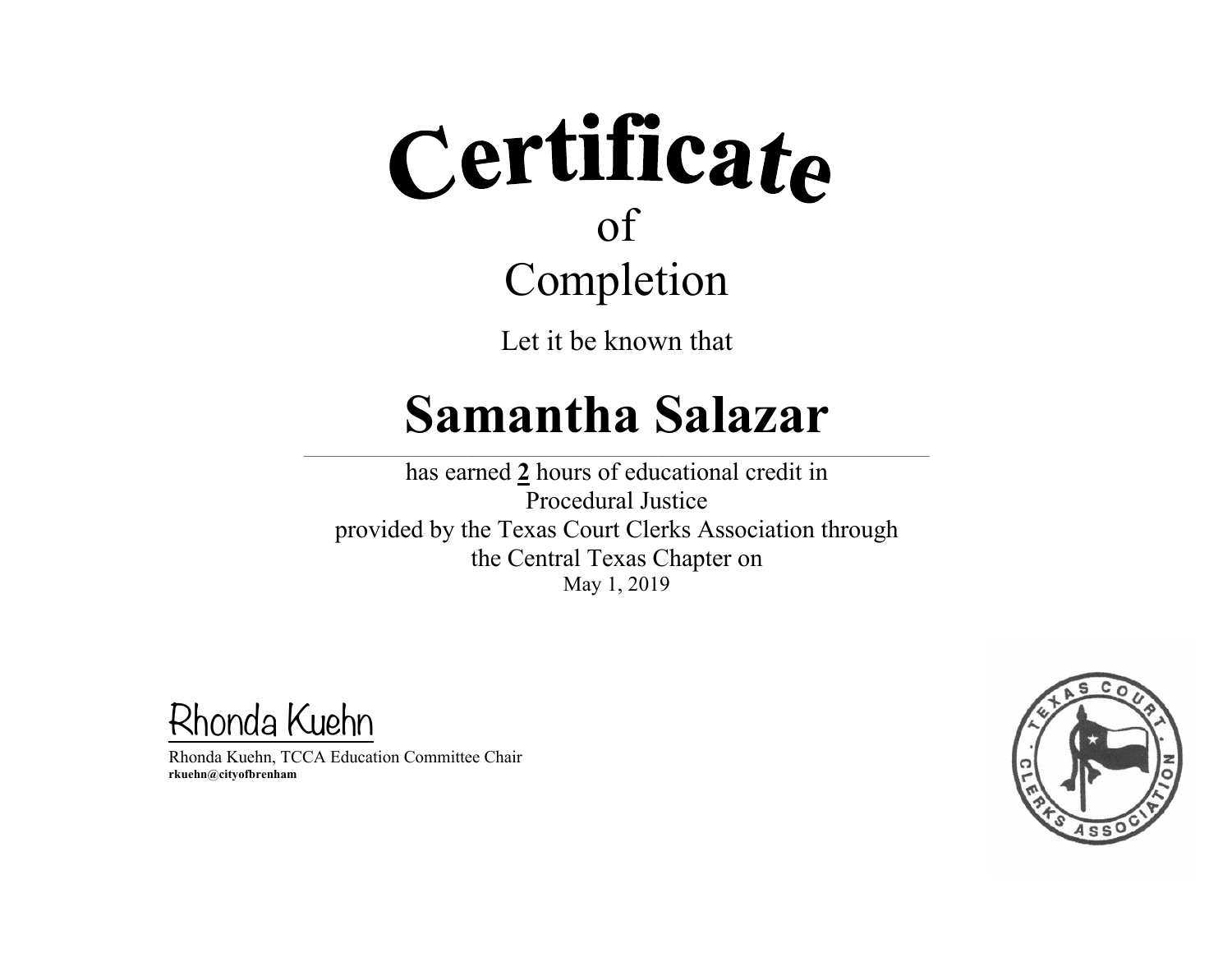# Certificate

of

## Completion

Let it be known that

# Samantha Salazar

has earned **2** hours of educational credit in
Procedural Justice
provided by the Texas Court Clerks Association through
the Central Texas Chapter on
May 1, 2019

Rhonda Kuehn

Rhonda Kuehn, TCCA Education Committee Chair
**rkuehn@cityofbrenham**

TEXAS COURT CLERKS ASSOCIATION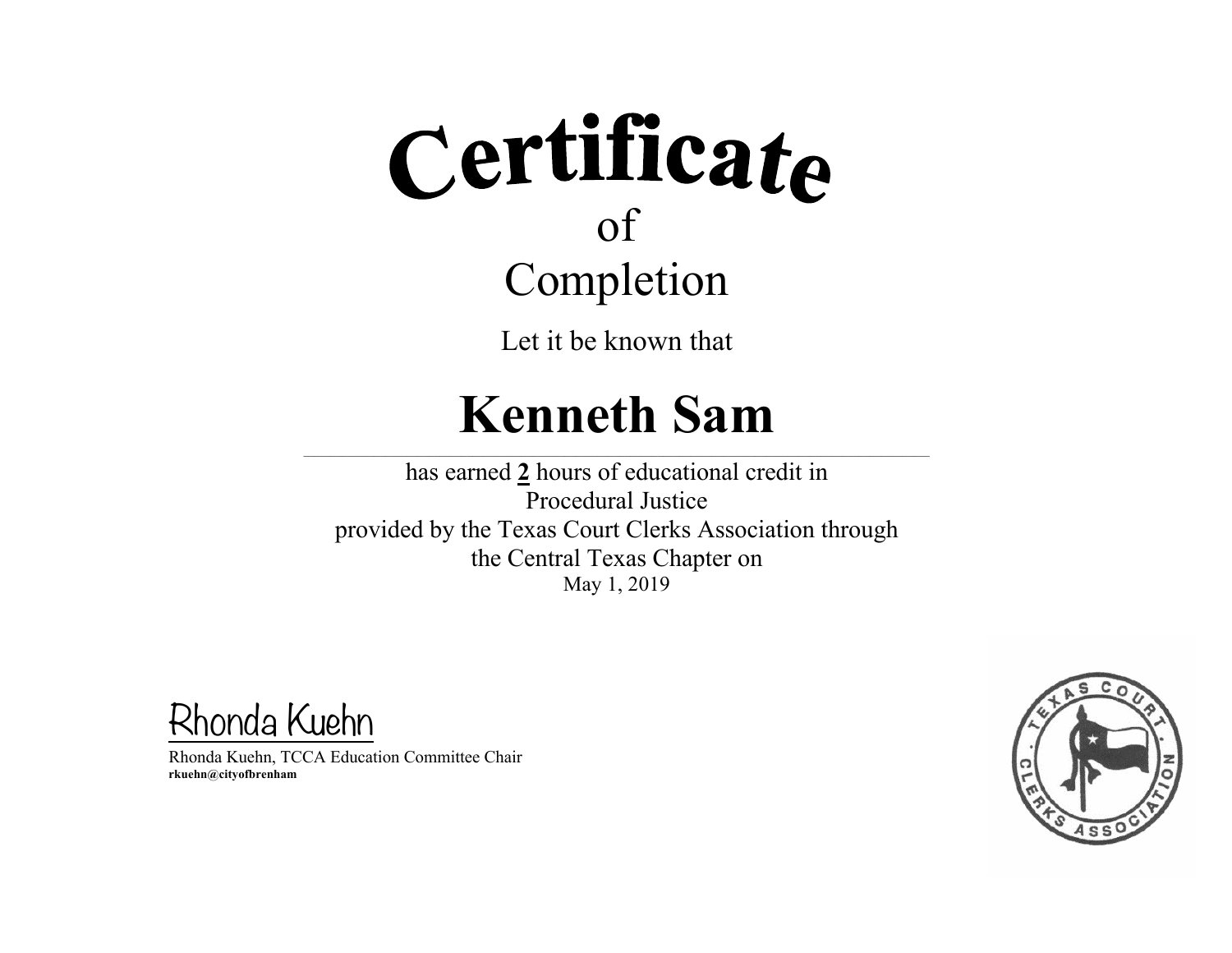# Certificate

of

## Completion

Let it be known that

# Kenneth Sam

has earned **2** hours of educational credit in
Procedural Justice
provided by the Texas Court Clerks Association through
the Central Texas Chapter on
May 1, 2019

Rhonda Kuehn

Rhonda Kuehn, TCCA Education Committee Chair
**rkuehn@cityofbrenham**

TEXAS COURT CLERKS ASSOCIATION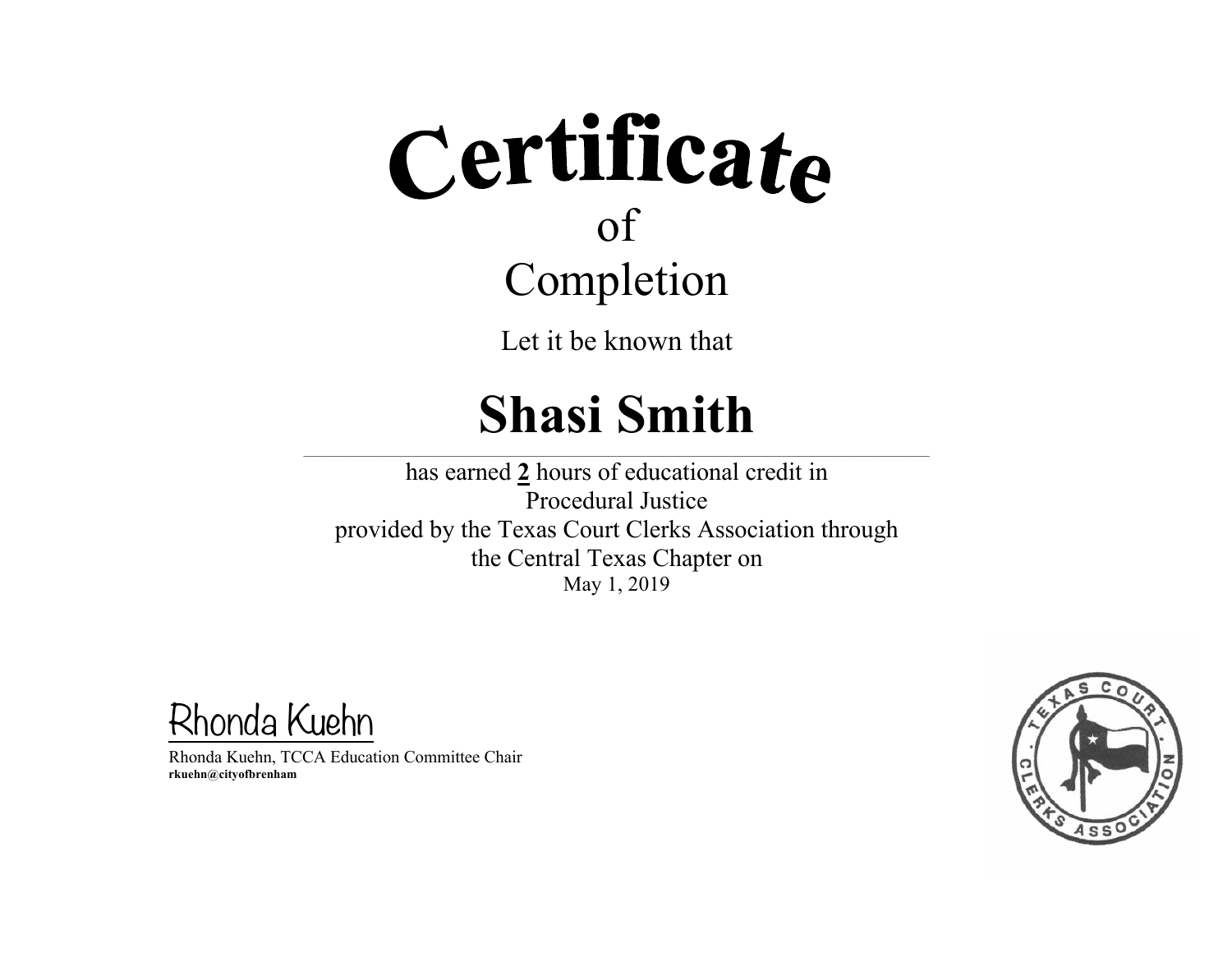# Certificate

of

Completion

Let it be known that

## Shasi Smith

has earned **2** hours of educational credit in
Procedural Justice
provided by the Texas Court Clerks Association through
the Central Texas Chapter on
May 1, 2019

Rhonda Kuehn

Rhonda Kuehn, TCCA Education Committee Chair
**rkuehn@cityofbrenham**

TEXAS COURT CLERKS ASSOCIATION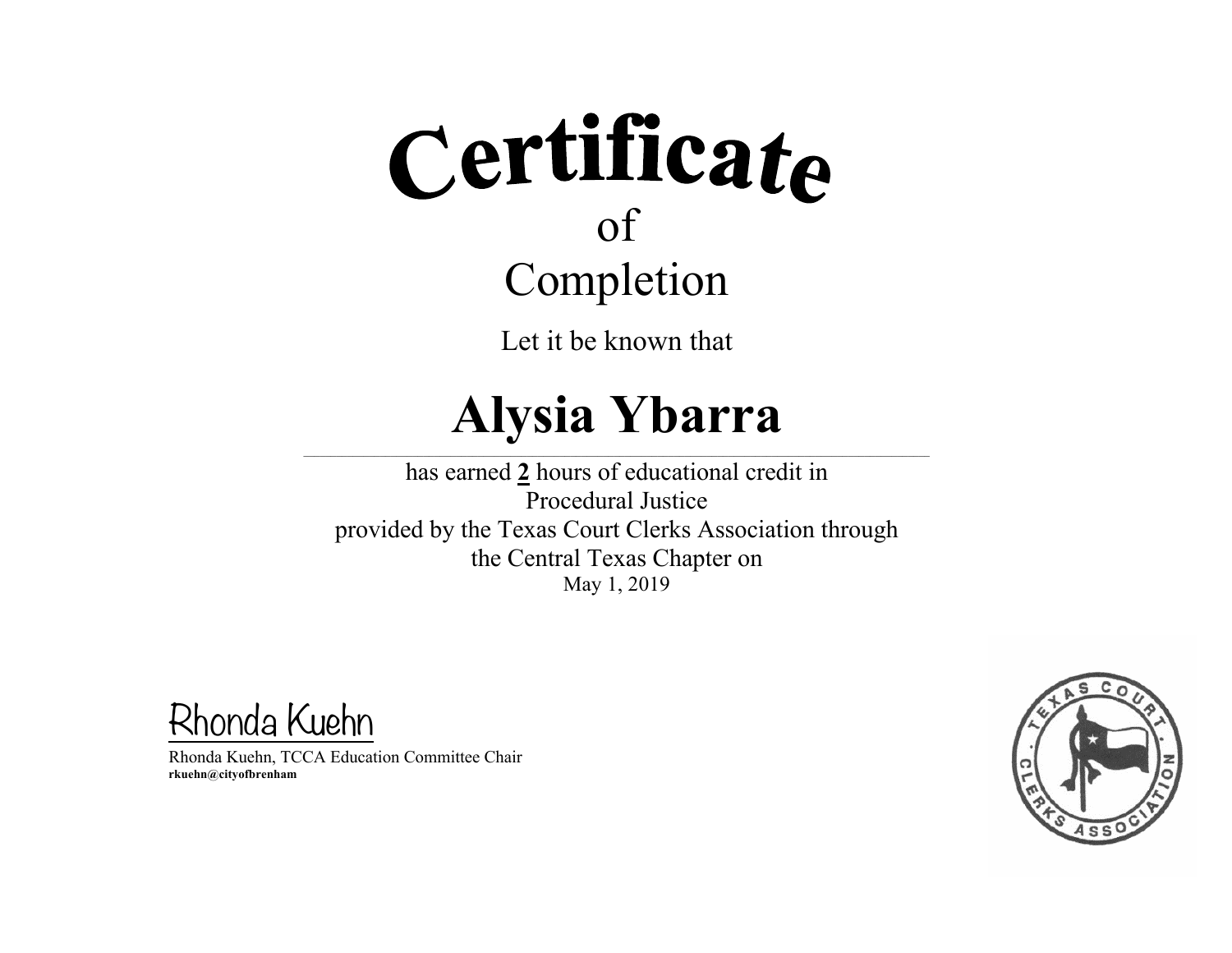# Certificate

## of

## Completion

Let it be known that

# Alysia Ybarra

has earned **2** hours of educational credit in
Procedural Justice
provided by the Texas Court Clerks Association through
the Central Texas Chapter on
May 1, 2019

Rhonda Kuehn

Rhonda Kuehn, TCCA Education Committee Chair
**rkuehn@cityofbrenham**

TEXAS COURT · CLERKS ASSOCIATION ·